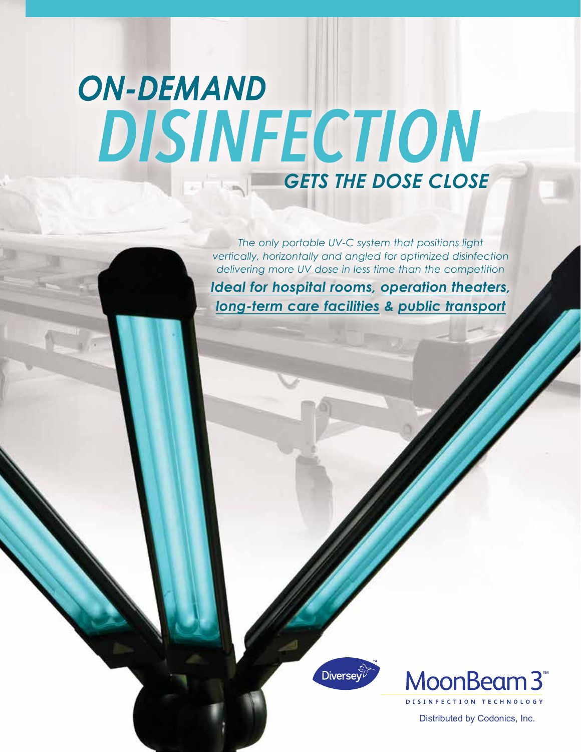# ON-DEMAND DISINFECTION GETS THE DOSE CLOSE

*The only portable UV-C system that positions light vertically, horizontally and angled for optimized disinfection delivering more UV dose in less time than the competition*

***Ideal for hospital rooms, operation theaters, long-term care facilities & public transport***

Diversey™

MoonBeam 3™

DISINFECTION TECHNOLOGY

Distributed by Codonics, Inc.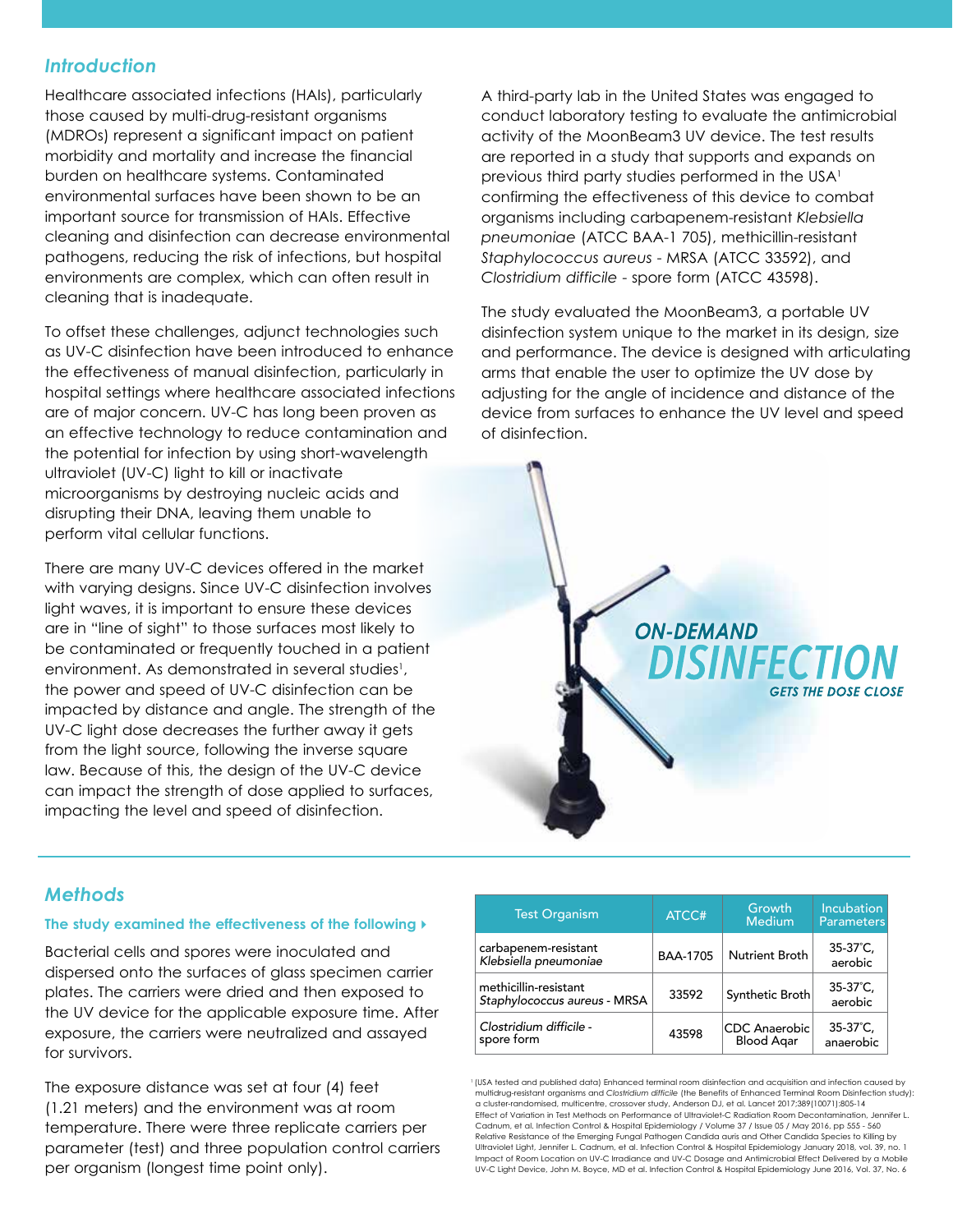## *Introduction*

Healthcare associated infections (HAIs), particularly those caused by multi-drug-resistant organisms (MDROs) represent a significant impact on patient morbidity and mortality and increase the financial burden on healthcare systems. Contaminated environmental surfaces have been shown to be an important source for transmission of HAIs. Effective cleaning and disinfection can decrease environmental pathogens, reducing the risk of infections, but hospital environments are complex, which can often result in cleaning that is inadequate.

To offset these challenges, adjunct technologies such as UV-C disinfection have been introduced to enhance the effectiveness of manual disinfection, particularly in hospital settings where healthcare associated infections are of major concern. UV-C has long been proven as an effective technology to reduce contamination and the potential for infection by using short-wavelength ultraviolet (UV-C) light to kill or inactivate microorganisms by destroying nucleic acids and disrupting their DNA, leaving them unable to perform vital cellular functions.

There are many UV-C devices offered in the market with varying designs. Since UV-C disinfection involves light waves, it is important to ensure these devices are in "line of sight" to those surfaces most likely to be contaminated or frequently touched in a patient environment. As demonstrated in several studies[1], the power and speed of UV-C disinfection can be impacted by distance and angle. The strength of the UV-C light dose decreases the further away it gets from the light source, following the inverse square law. Because of this, the design of the UV-C device can impact the strength of dose applied to surfaces, impacting the level and speed of disinfection.

A third-party lab in the United States was engaged to conduct laboratory testing to evaluate the antimicrobial activity of the MoonBeam3 UV device. The test results are reported in a study that supports and expands on previous third party studies performed in the USA[1] confirming the effectiveness of this device to combat organisms including carbapenem-resistant *Klebsiella pneumoniae* (ATCC BAA-1 705), methicillin-resistant *Staphylococcus aureus* - MRSA (ATCC 33592), and *Clostridium difficile* - spore form (ATCC 43598).

The study evaluated the MoonBeam3, a portable UV disinfection system unique to the market in its design, size and performance. The device is designed with articulating arms that enable the user to optimize the UV dose by adjusting for the angle of incidence and distance of the device from surfaces to enhance the UV level and speed of disinfection.

***ON-DEMAND DISINFECTION***
***GETS THE DOSE CLOSE***

## *Methods*

**The study examined the effectiveness of the following**

Bacterial cells and spores were inoculated and dispersed onto the surfaces of glass specimen carrier plates. The carriers were dried and then exposed to the UV device for the applicable exposure time. After exposure, the carriers were neutralized and assayed for survivors.

The exposure distance was set at four (4) feet (1.21 meters) and the environment was at room temperature. There were three replicate carriers per parameter (test) and three population control carriers per organism (longest time point only).

| Test Organism | ATCC# | Growth Medium | Incubation Parameters |
|---|---|---|---|
| carbapenem-resistant *Klebsiella pneumoniae* | BAA-1705 | Nutrient Broth | 35-37˚C, aerobic |
| methicillin-resistant *Staphylococcus aureus* - MRSA | 33592 | Synthetic Broth | 35-37˚C, aerobic |
| *Clostridium difficile* - spore form | 43598 | CDC Anaerobic Blood Agar | 35-37˚C, anaerobic |

[1] (USA tested and published data) Enhanced terminal room disinfection and acquisition and infection caused by multidrug-resistant organisms and *Clostridium difficile* (the Benefits of Enhanced Terminal Room Disinfection study): a cluster-randomised, multicentre, crossover study, Anderson DJ, et al. Lancet 2017;389(10071):805-14
Effect of Variation in Test Methods on Performance of Ultraviolet-C Radiation Room Decontamination, Jennifer L. Cadnum, et al. Infection Control & Hospital Epidemiology / Volume 37 / Issue 05 / May 2016, pp 555 - 560
Relative Resistance of the Emerging Fungal Pathogen Candida auris and Other Candida Species to Killing by Ultraviolet Light, Jennifer L. Cadnum, et al. Infection Control & Hospital Epidemiology January 2018, vol. 39, no. 1
Impact of Room Location on UV-C Irradiance and UV-C Dosage and Antimicrobial Effect Delivered by a Mobile UV-C Light Device, John M. Boyce, MD et al. Infection Control & Hospital Epidemiology June 2016, Vol. 37, No. 6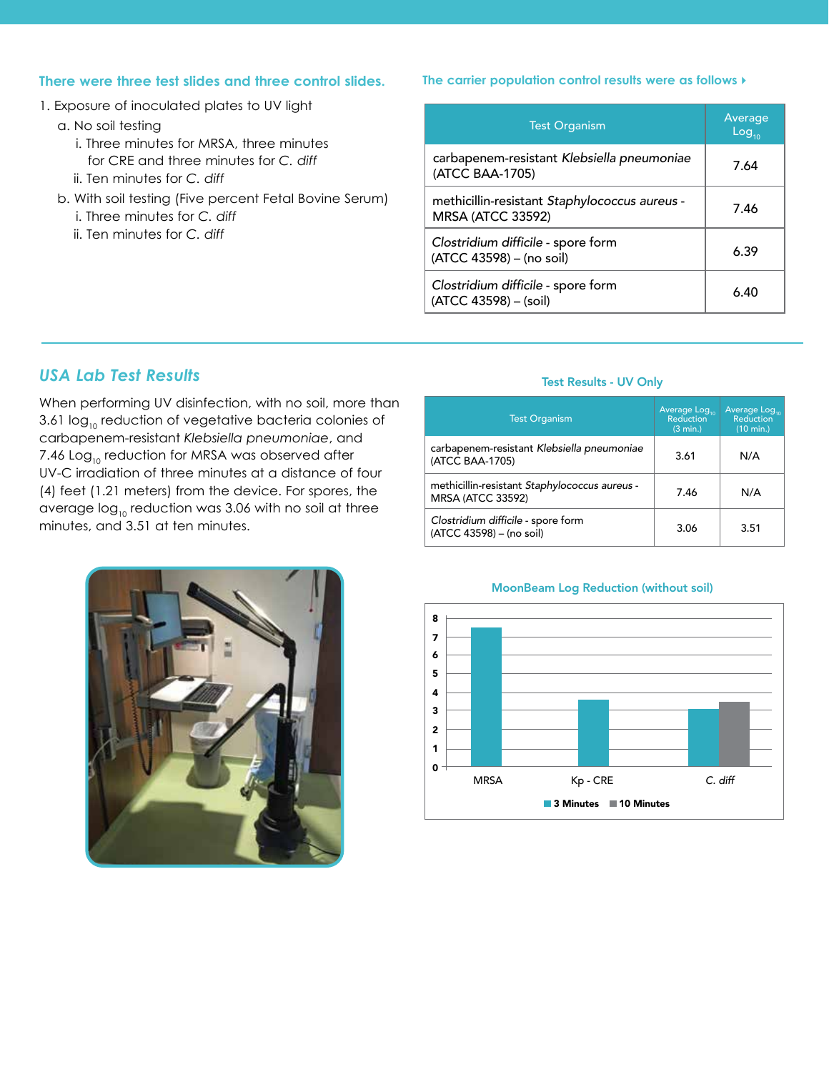### There were three test slides and three control slides.

1. Exposure of inoculated plates to UV light
   a. No soil testing
      i. Three minutes for MRSA, three minutes for CRE and three minutes for *C. diff*
      ii. Ten minutes for *C. diff*
   b. With soil testing (Five percent Fetal Bovine Serum)
      i. Three minutes for *C. diff*
      ii. Ten minutes for *C. diff*

### The carrier population control results were as follows

| Test Organism | Average $Log_{10}$ |
|---|---|
| carbapenem-resistant *Klebsiella pneumoniae* (ATCC BAA-1705) | 7.64 |
| methicillin-resistant *Staphylococcus aureus* - MRSA (ATCC 33592) | 7.46 |
| *Clostridium difficile* - spore form (ATCC 43598) – (no soil) | 6.39 |
| *Clostridium difficile* - spore form (ATCC 43598) – (soil) | 6.40 |

## *USA Lab Test Results*

When performing UV disinfection, with no soil, more than 3.61 $log_{10}$ reduction of vegetative bacteria colonies of carbapenem-resistant *Klebsiella pneumoniae*, and 7.46 $Log_{10}$ reduction for MRSA was observed after UV-C irradiation of three minutes at a distance of four (4) feet (1.21 meters) from the device. For spores, the average $log_{10}$ reduction was 3.06 with no soil at three minutes, and 3.51 at ten minutes.

### Test Results - UV Only

| Test Organism | Average $Log_{10}$ Reduction (3 min.) | Average $Log_{10}$ Reduction (10 min.) |
|---|---|---|
| carbapenem-resistant *Klebsiella pneumoniae* (ATCC BAA-1705) | 3.61 | N/A |
| methicillin-resistant *Staphylococcus aureus* - MRSA (ATCC 33592) | 7.46 | N/A |
| *Clostridium difficile* - spore form (ATCC 43598) – (no soil) | 3.06 | 3.51 |

### MoonBeam Log Reduction (without soil)

| Organism | 3 Minutes | 10 Minutes |
|---|---|---|
| MRSA | 7.46 | |
| Kp - CRE | 3.61 | |
| *C. diff* | 3.06 | 3.51 |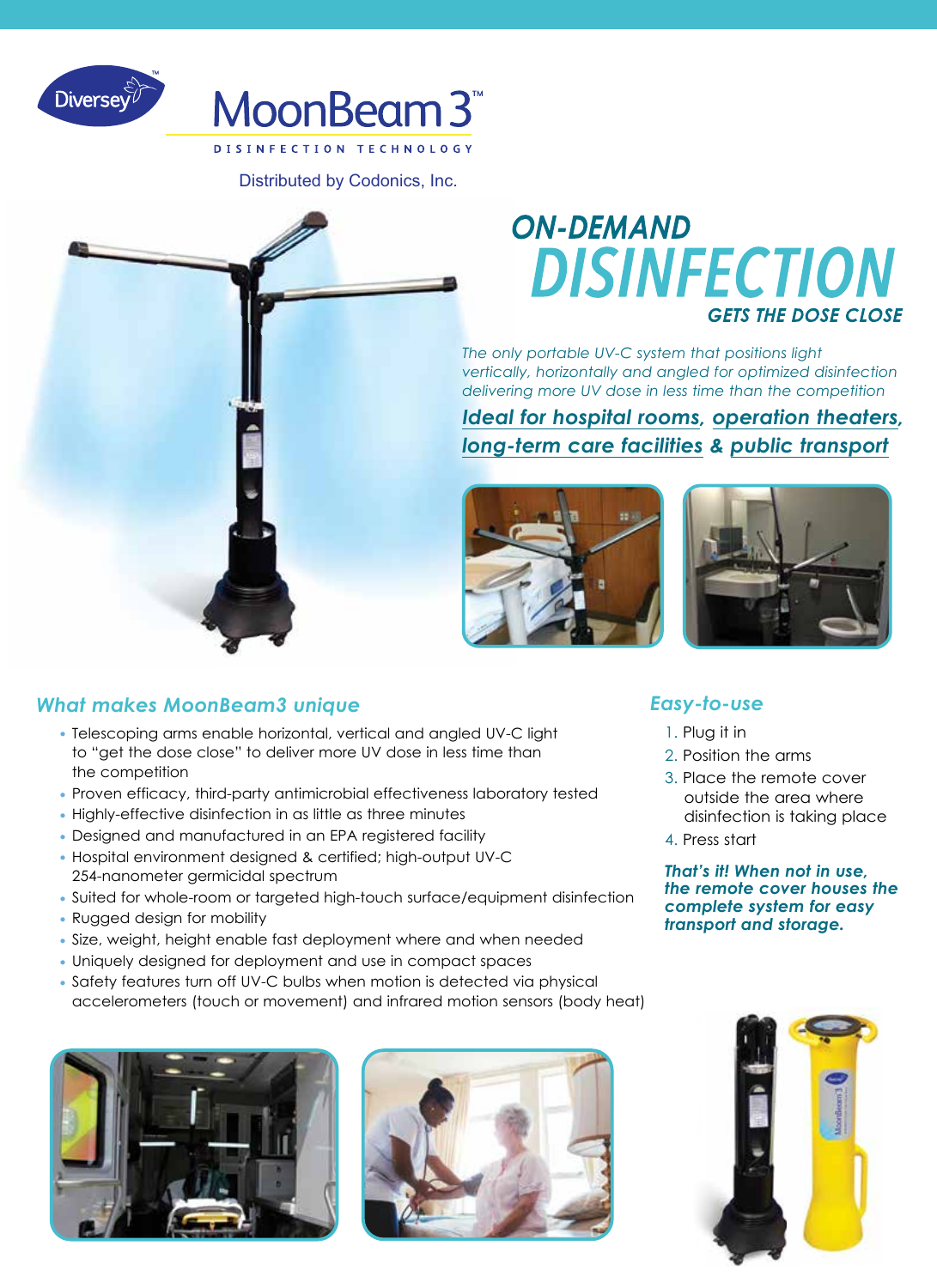Diversey

# MoonBeam 3™

DISINFECTION TECHNOLOGY

Distributed by Codonics, Inc.

## ON-DEMAND DISINFECTION

### GETS THE DOSE CLOSE

*The only portable UV-C system that positions light vertically, horizontally and angled for optimized disinfection delivering more UV dose in less time than the competition*

***Ideal for hospital rooms, operation theaters, long-term care facilities & public transport***

### What makes MoonBeam3 unique

- Telescoping arms enable horizontal, vertical and angled UV-C light to "get the dose close" to deliver more UV dose in less time than the competition
- Proven efficacy, third-party antimicrobial effectiveness laboratory tested
- Highly-effective disinfection in as little as three minutes
- Designed and manufactured in an EPA registered facility
- Hospital environment designed & certified; high-output UV-C 254-nanometer germicidal spectrum
- Suited for whole-room or targeted high-touch surface/equipment disinfection
- Rugged design for mobility
- Size, weight, height enable fast deployment where and when needed
- Uniquely designed for deployment and use in compact spaces
- Safety features turn off UV-C bulbs when motion is detected via physical accelerometers (touch or movement) and infrared motion sensors (body heat)

### Easy-to-use

1. Plug it in
2. Position the arms
3. Place the remote cover outside the area where disinfection is taking place
4. Press start

***That's it! When not in use, the remote cover houses the complete system for easy transport and storage.***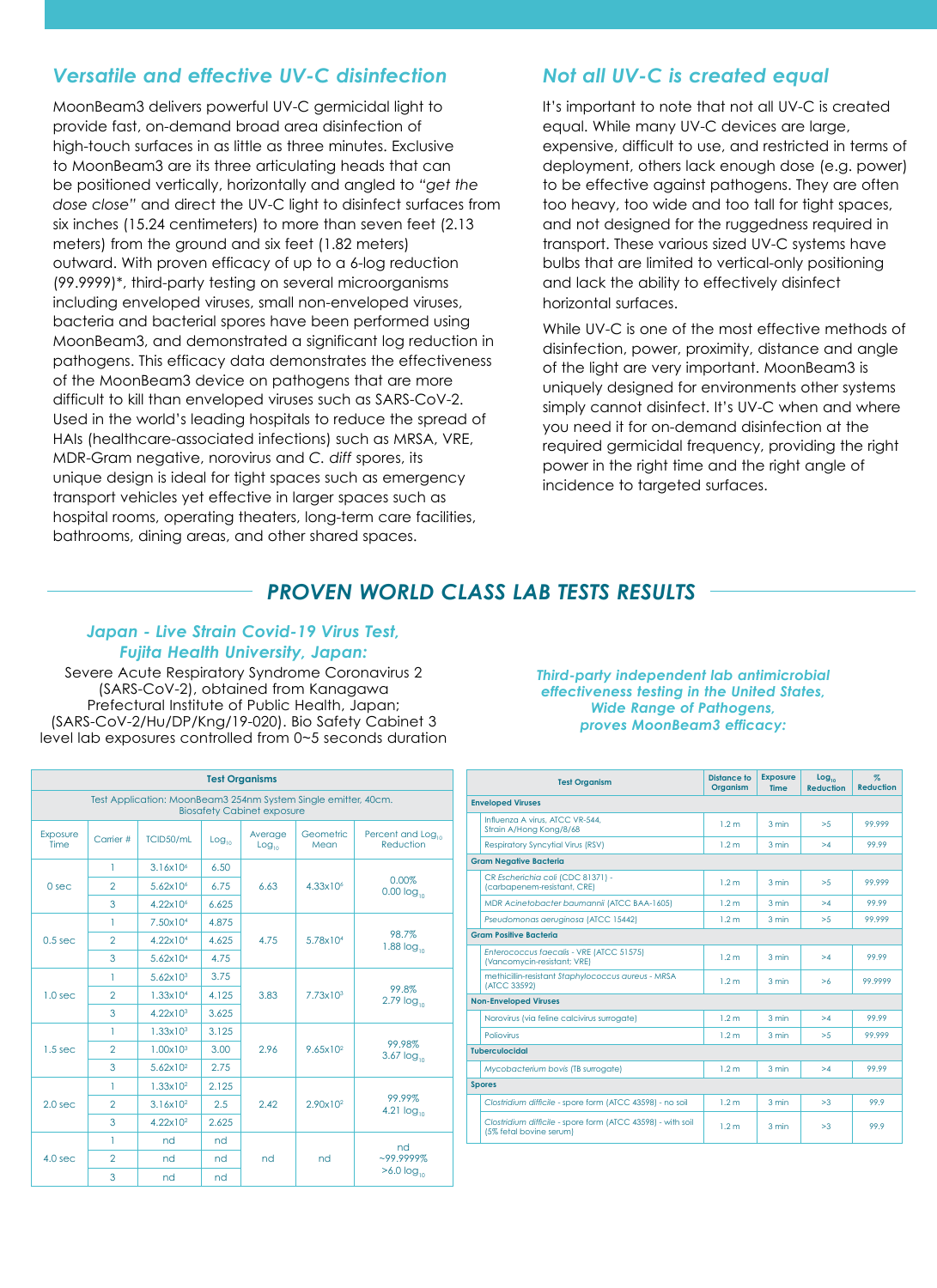## *Versatile and effective UV-C disinfection*

MoonBeam3 delivers powerful UV-C germicidal light to provide fast, on-demand broad area disinfection of high-touch surfaces in as little as three minutes. Exclusive to MoonBeam3 are its three articulating heads that can be positioned vertically, horizontally and angled to *"get the dose close"* and direct the UV-C light to disinfect surfaces from six inches (15.24 centimeters) to more than seven feet (2.13 meters) from the ground and six feet (1.82 meters) outward. With proven efficacy of up to a 6-log reduction (99.9999)*, third-party testing on several microorganisms including enveloped viruses, small non-enveloped viruses, bacteria and bacterial spores have been performed using MoonBeam3, and demonstrated a significant log reduction in pathogens. This efficacy data demonstrates the effectiveness of the MoonBeam3 device on pathogens that are more difficult to kill than enveloped viruses such as SARS-CoV-2. Used in the world's leading hospitals to reduce the spread of HAIs (healthcare-associated infections) such as MRSA, VRE, MDR-Gram negative, norovirus and *C. diff* spores, its unique design is ideal for tight spaces such as emergency transport vehicles yet effective in larger spaces such as hospital rooms, operating theaters, long-term care facilities, bathrooms, dining areas, and other shared spaces.

## *Not all UV-C is created equal*

It's important to note that not all UV-C is created equal. While many UV-C devices are large, expensive, difficult to use, and restricted in terms of deployment, others lack enough dose (e.g. power) to be effective against pathogens. They are often too heavy, too wide and too tall for tight spaces, and not designed for the ruggedness required in transport. These various sized UV-C systems have bulbs that are limited to vertical-only positioning and lack the ability to effectively disinfect horizontal surfaces.

While UV-C is one of the most effective methods of disinfection, power, proximity, distance and angle of the light are very important. MoonBeam3 is uniquely designed for environments other systems simply cannot disinfect. It's UV-C when and where you need it for on-demand disinfection at the required germicidal frequency, providing the right power in the right time and the right angle of incidence to targeted surfaces.

# *PROVEN WORLD CLASS LAB TESTS RESULTS*

### *Japan - Live Strain Covid-19 Virus Test, Fujita Health University, Japan:*

Severe Acute Respiratory Syndrome Coronavirus 2 (SARS-CoV-2), obtained from Kanagawa Prefectural Institute of Public Health, Japan; (SARS-CoV-2/Hu/DP/Kng/19-020). Bio Safety Cabinet 3 level lab exposures controlled from 0~5 seconds duration

| Test Organisms | | | | | | |
|---|---|---|---|---|---|---|
| Test Application: MoonBeam3 254nm System Single emitter, 40cm. Biosafety Cabinet exposure | | | | | | |
| Exposure Time | Carrier # | TCID50/mL | $Log_{10}$ | Average $Log_{10}$ | Geometric Mean | Percent and $Log_{10}$ Reduction |
| 0 sec | 1 | $3.16x10^6$ | 6.50 | 6.63 | $4.33x10^6$ | 0.00% 0.00 $log_{10}$ |
| | 2 | $5.62x10^6$ | 6.75 | | | |
| | 3 | $4.22x10^6$ | 6.625 | | | |
| 0.5 sec | 1 | $7.50x10^4$ | 4.875 | 4.75 | $5.78x10^4$ | 98.7% 1.88 $log_{10}$ |
| | 2 | $4.22x10^4$ | 4.625 | | | |
| | 3 | $5.62x10^4$ | 4.75 | | | |
| 1.0 sec | 1 | $5.62x10^3$ | 3.75 | 3.83 | $7.73x10^3$ | 99.8% 2.79 $log_{10}$ |
| | 2 | $1.33x10^4$ | 4.125 | | | |
| | 3 | $4.22x10^3$ | 3.625 | | | |
| 1.5 sec | 1 | $1.33x10^3$ | 3.125 | 2.96 | $9.65x10^2$ | 99.98% 3.67 $log_{10}$ |
| | 2 | $1.00x10^3$ | 3.00 | | | |
| | 3 | $5.62x10^2$ | 2.75 | | | |
| 2.0 sec | 1 | $1.33x10^2$ | 2.125 | 2.42 | $2.90x10^2$ | 99.99% 4.21 $log_{10}$ |
| | 2 | $3.16x10^2$ | 2.5 | | | |
| | 3 | $4.22x10^2$ | 2.625 | | | |
| 4.0 sec | 1 | nd | nd | nd | nd | nd ~99.9999% >6.0 $log_{10}$ |
| | 2 | nd | nd | | | |
| | 3 | nd | nd | | | |

### *Third-party independent lab antimicrobial effectiveness testing in the United States, Wide Range of Pathogens, proves MoonBeam3 efficacy:*

| Test Organism | Distance to Organism | Exposure Time | $Log_{10}$ Reduction | % Reduction |
|---|---|---|---|---|
| **Enveloped Viruses** | | | | |
| Influenza A virus, ATCC VR-544, Strain A/Hong Kong/8/68 | 1.2 m | 3 min | >5 | 99.999 |
| Respiratory Syncytial Virus (RSV) | 1.2 m | 3 min | >4 | 99.99 |
| **Gram Negative Bacteria** | | | | |
| *CR Escherichia coli* (CDC 81371) - (carbapenem-resistant, CRE) | 1.2 m | 3 min | >5 | 99.999 |
| MDR *Acinetobacter baumannii* (ATCC BAA-1605) | 1.2 m | 3 min | >4 | 99.99 |
| *Pseudomonas aeruginosa* (ATCC 15442) | 1.2 m | 3 min | >5 | 99.999 |
| **Gram Positive Bacteria** | | | | |
| *Enterococcus faecalis* - VRE (ATCC 51575) (Vancomycin-resistant; VRE) | 1.2 m | 3 min | >4 | 99.99 |
| methicillin-resistant *Staphylococcus aureus* - MRSA (ATCC 33592) | 1.2 m | 3 min | >6 | 99.9999 |
| **Non-Enveloped Viruses** | | | | |
| Norovirus (via feline calcivirus surrogate) | 1.2 m | 3 min | >4 | 99.99 |
| Poliovirus | 1.2 m | 3 min | >5 | 99.999 |
| **Tuberculocidal** | | | | |
| *Mycobacterium bovis* (TB surrogate) | 1.2 m | 3 min | >4 | 99.99 |
| **Spores** | | | | |
| *Clostridium difficile* - spore form (ATCC 43598) - no soil | 1.2 m | 3 min | >3 | 99.9 |
| *Clostridium difficile* - spore form (ATCC 43598) - with soil (5% fetal bovine serum) | 1.2 m | 3 min | >3 | 99.9 |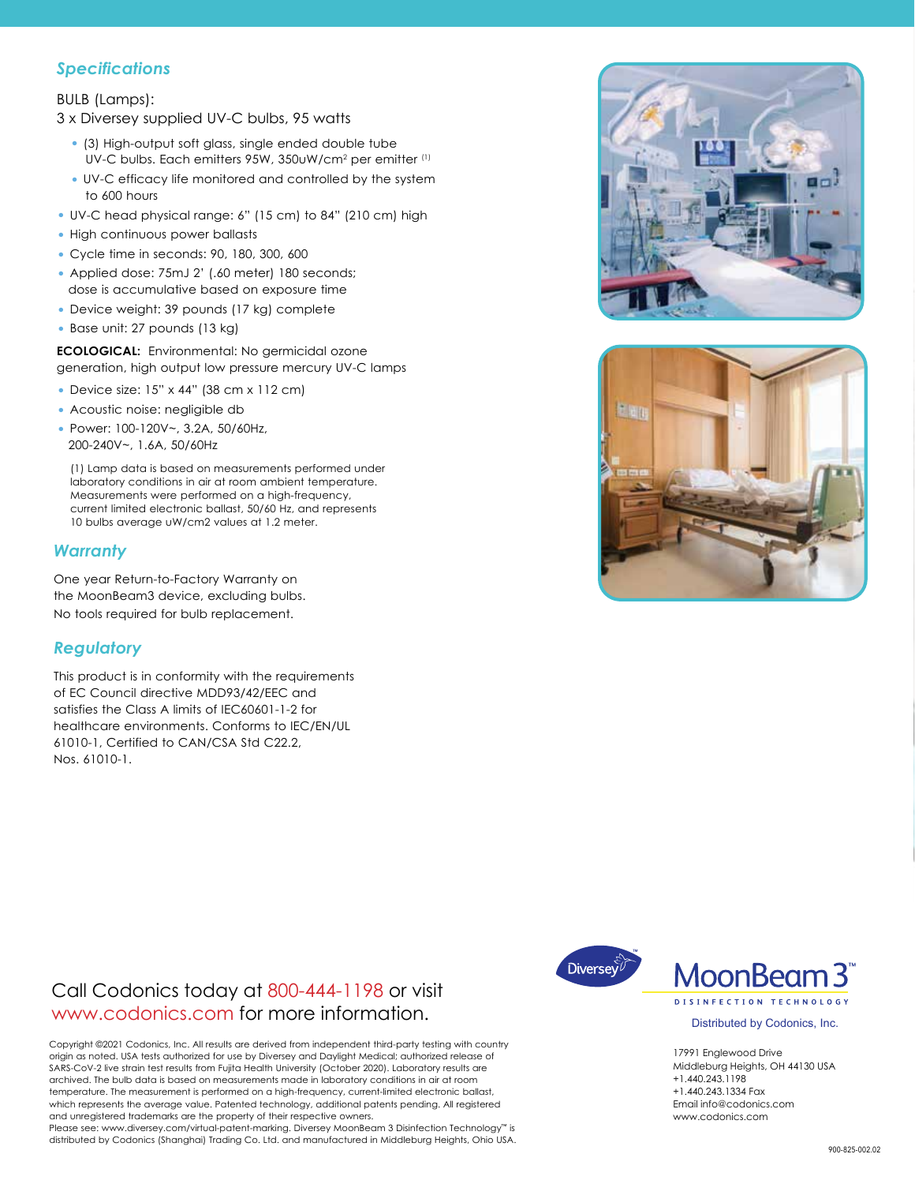## Specifications

BULB (Lamps):
3 x Diversey supplied UV-C bulbs, 95 watts

- (3) High-output soft glass, single ended double tube UV-C bulbs. Each emitters 95W, 350uW/cm² per emitter [1]
- UV-C efficacy life monitored and controlled by the system to 600 hours
- UV-C head physical range: 6" (15 cm) to 84" (210 cm) high
- High continuous power ballasts
- Cycle time in seconds: 90, 180, 300, 600
- Applied dose: 75mJ 2' (.60 meter) 180 seconds; dose is accumulative based on exposure time
- Device weight: 39 pounds (17 kg) complete
- Base unit: 27 pounds (13 kg)

**ECOLOGICAL:** Environmental: No germicidal ozone generation, high output low pressure mercury UV-C lamps

- Device size: 15" x 44" (38 cm x 112 cm)
- Acoustic noise: negligible db
- Power: 100-120V~, 3.2A, 50/60Hz, 200-240V~, 1.6A, 50/60Hz

(1) Lamp data is based on measurements performed under laboratory conditions in air at room ambient temperature. Measurements were performed on a high-frequency, current limited electronic ballast, 50/60 Hz, and represents 10 bulbs average uW/cm2 values at 1.2 meter.

## Warranty

One year Return-to-Factory Warranty on the MoonBeam3 device, excluding bulbs. No tools required for bulb replacement.

## Regulatory

This product is in conformity with the requirements of EC Council directive MDD93/42/EEC and satisfies the Class A limits of IEC60601-1-2 for healthcare environments. Conforms to IEC/EN/UL 61010-1, Certified to CAN/CSA Std C22.2, Nos. 61010-1.

Call Codonics today at 800-444-1198 or visit www.codonics.com for more information.

Diversey™

MoonBeam 3™
DISINFECTION TECHNOLOGY

Distributed by Codonics, Inc.

17991 Englewood Drive
Middleburg Heights, OH 44130 USA
+1.440.243.1198
+1.440.243.1334 Fax
Email info@codonics.com
www.codonics.com

Copyright ©2021 Codonics, Inc. All results are derived from independent third-party testing with country origin as noted. USA tests authorized for use by Diversey and Daylight Medical; authorized release of SARS-CoV-2 live strain test results from Fujita Health University (October 2020). Laboratory results are archived. The bulb data is based on measurements made in laboratory conditions in air at room temperature. The measurement is performed on a high-frequency, current-limited electronic ballast, which represents the average value. Patented technology, additional patents pending. All registered and unregistered trademarks are the property of their respective owners.
Please see: www.diversey.com/virtual-patent-marking. Diversey MoonBeam 3 Disinfection Technology™ is distributed by Codonics (Shanghai) Trading Co. Ltd. and manufactured in Middleburg Heights, Ohio USA.

900-825-002.02